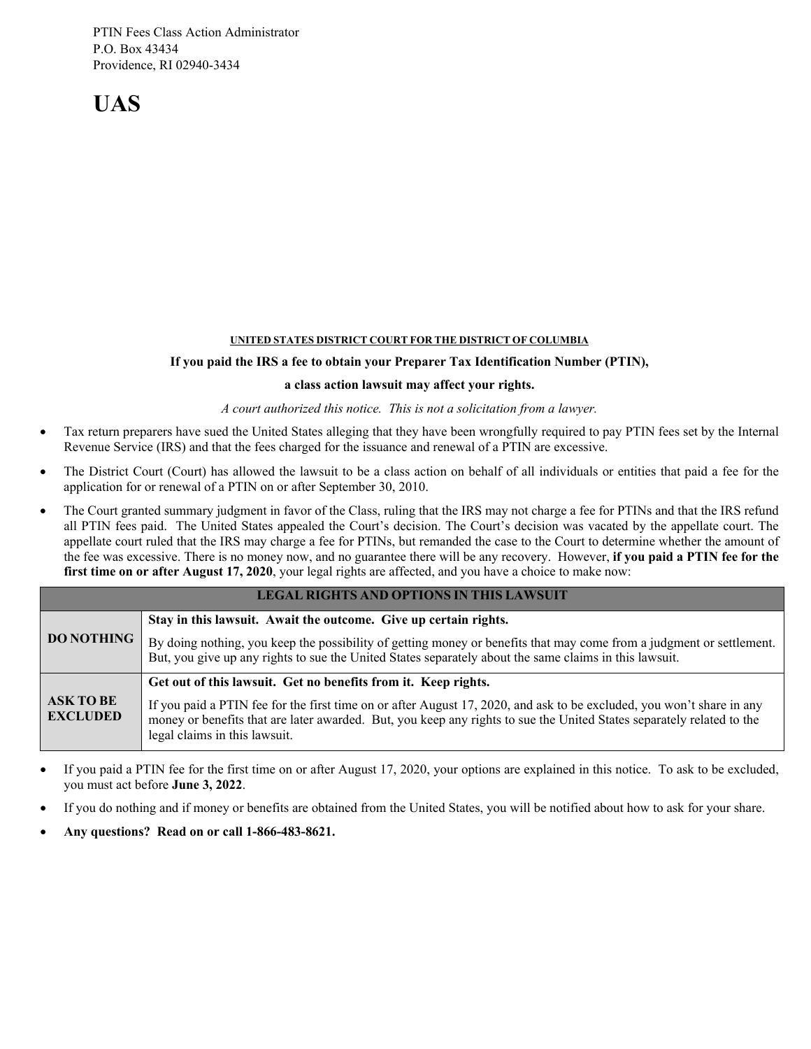PTIN Fees Class Action Administrator
P.O. Box 43434
Providence, RI 02940-3434

# UAS

**UNITED STATES DISTRICT COURT FOR THE DISTRICT OF COLUMBIA**

**If you paid the IRS a fee to obtain your Preparer Tax Identification Number (PTIN),**

**a class action lawsuit may affect your rights.**

*A court authorized this notice. This is not a solicitation from a lawyer.*

- Tax return preparers have sued the United States alleging that they have been wrongfully required to pay PTIN fees set by the Internal Revenue Service (IRS) and that the fees charged for the issuance and renewal of a PTIN are excessive.
- The District Court (Court) has allowed the lawsuit to be a class action on behalf of all individuals or entities that paid a fee for the application for or renewal of a PTIN on or after September 30, 2010.
- The Court granted summary judgment in favor of the Class, ruling that the IRS may not charge a fee for PTINs and that the IRS refund all PTIN fees paid. The United States appealed the Court's decision. The Court's decision was vacated by the appellate court. The appellate court ruled that the IRS may charge a fee for PTINs, but remanded the case to the Court to determine whether the amount of the fee was excessive. There is no money now, and no guarantee there will be any recovery. However, **if you paid a PTIN fee for the first time on or after August 17, 2020**, your legal rights are affected, and you have a choice to make now:

| LEGAL RIGHTS AND OPTIONS IN THIS LAWSUIT | |
|---|---|
| **DO NOTHING** | **Stay in this lawsuit. Await the outcome. Give up certain rights.** By doing nothing, you keep the possibility of getting money or benefits that may come from a judgment or settlement. But, you give up any rights to sue the United States separately about the same claims in this lawsuit. |
| **ASK TO BE EXCLUDED** | **Get out of this lawsuit. Get no benefits from it. Keep rights.** If you paid a PTIN fee for the first time on or after August 17, 2020, and ask to be excluded, you won't share in any money or benefits that are later awarded. But, you keep any rights to sue the United States separately related to the legal claims in this lawsuit. |

- If you paid a PTIN fee for the first time on or after August 17, 2020, your options are explained in this notice. To ask to be excluded, you must act before **June 3, 2022**.
- If you do nothing and if money or benefits are obtained from the United States, you will be notified about how to ask for your share.
- **Any questions? Read on or call 1-866-483-8621.**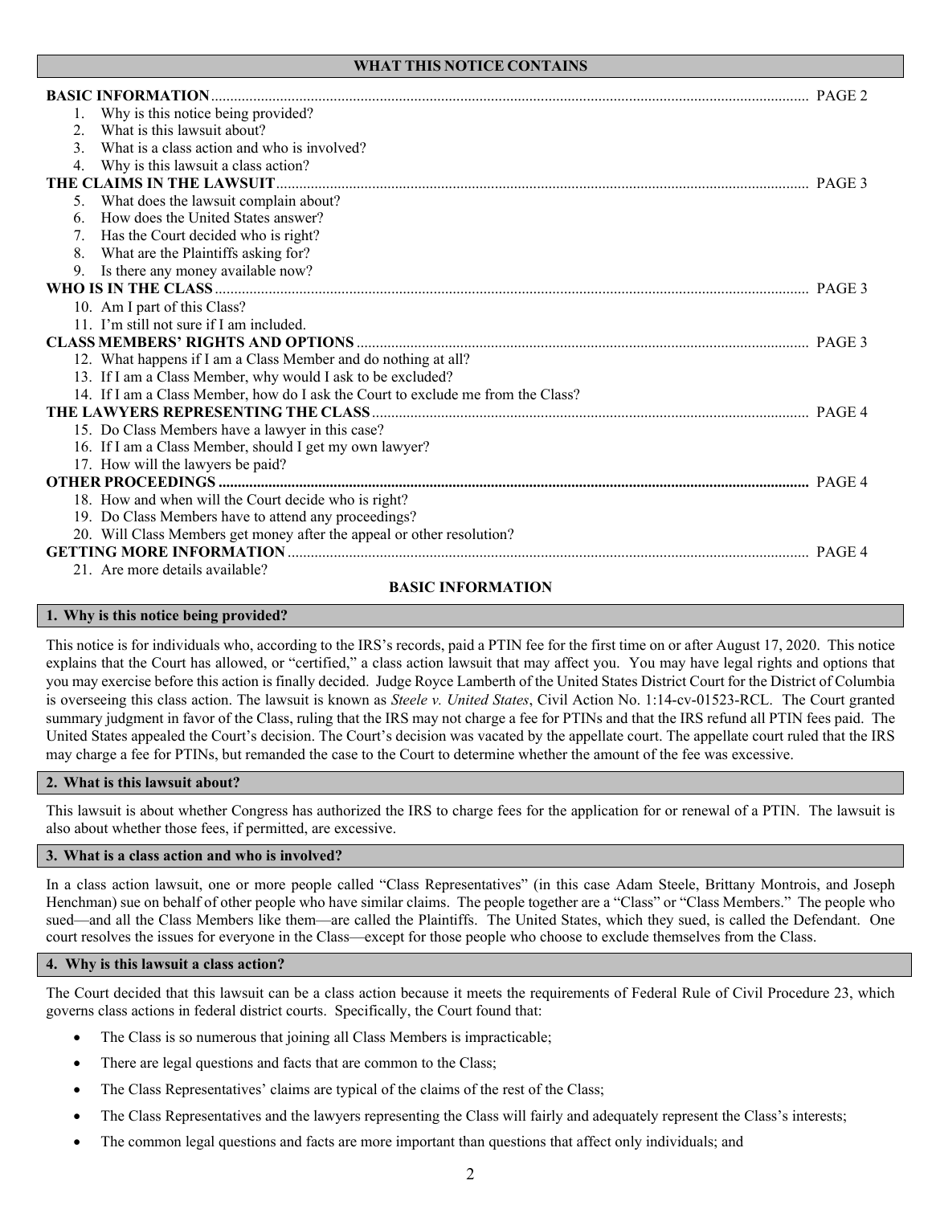## WHAT THIS NOTICE CONTAINS

**BASIC INFORMATION** .......... PAGE 2

1. Why is this notice being provided?
2. What is this lawsuit about?
3. What is a class action and who is involved?
4. Why is this lawsuit a class action?

**THE CLAIMS IN THE LAWSUIT** .......... PAGE 3

5. What does the lawsuit complain about?
6. How does the United States answer?
7. Has the Court decided who is right?
8. What are the Plaintiffs asking for?
9. Is there any money available now?

**WHO IS IN THE CLASS** .......... PAGE 3

10. Am I part of this Class?
11. I'm still not sure if I am included.

**CLASS MEMBERS' RIGHTS AND OPTIONS** .......... PAGE 3

12. What happens if I am a Class Member and do nothing at all?
13. If I am a Class Member, why would I ask to be excluded?
14. If I am a Class Member, how do I ask the Court to exclude me from the Class?

**THE LAWYERS REPRESENTING THE CLASS** .......... PAGE 4

15. Do Class Members have a lawyer in this case?
16. If I am a Class Member, should I get my own lawyer?
17. How will the lawyers be paid?

**OTHER PROCEEDINGS** .......... PAGE 4

18. How and when will the Court decide who is right?
19. Do Class Members have to attend any proceedings?
20. Will Class Members get money after the appeal or other resolution?

**GETTING MORE INFORMATION** .......... PAGE 4

21. Are more details available?

## BASIC INFORMATION

### 1. Why is this notice being provided?

This notice is for individuals who, according to the IRS's records, paid a PTIN fee for the first time on or after August 17, 2020. This notice explains that the Court has allowed, or "certified," a class action lawsuit that may affect you. You may have legal rights and options that you may exercise before this action is finally decided. Judge Royce Lamberth of the United States District Court for the District of Columbia is overseeing this class action. The lawsuit is known as *Steele v. United States*, Civil Action No. 1:14-cv-01523-RCL. The Court granted summary judgment in favor of the Class, ruling that the IRS may not charge a fee for PTINs and that the IRS refund all PTIN fees paid. The United States appealed the Court's decision. The Court's decision was vacated by the appellate court. The appellate court ruled that the IRS may charge a fee for PTINs, but remanded the case to the Court to determine whether the amount of the fee was excessive.

### 2. What is this lawsuit about?

This lawsuit is about whether Congress has authorized the IRS to charge fees for the application for or renewal of a PTIN. The lawsuit is also about whether those fees, if permitted, are excessive.

### 3. What is a class action and who is involved?

In a class action lawsuit, one or more people called "Class Representatives" (in this case Adam Steele, Brittany Montrois, and Joseph Henchman) sue on behalf of other people who have similar claims. The people together are a "Class" or "Class Members." The people who sued—and all the Class Members like them—are called the Plaintiffs. The United States, which they sued, is called the Defendant. One court resolves the issues for everyone in the Class—except for those people who choose to exclude themselves from the Class.

### 4. Why is this lawsuit a class action?

The Court decided that this lawsuit can be a class action because it meets the requirements of Federal Rule of Civil Procedure 23, which governs class actions in federal district courts. Specifically, the Court found that:

- The Class is so numerous that joining all Class Members is impracticable;
- There are legal questions and facts that are common to the Class;
- The Class Representatives' claims are typical of the claims of the rest of the Class;
- The Class Representatives and the lawyers representing the Class will fairly and adequately represent the Class's interests;
- The common legal questions and facts are more important than questions that affect only individuals; and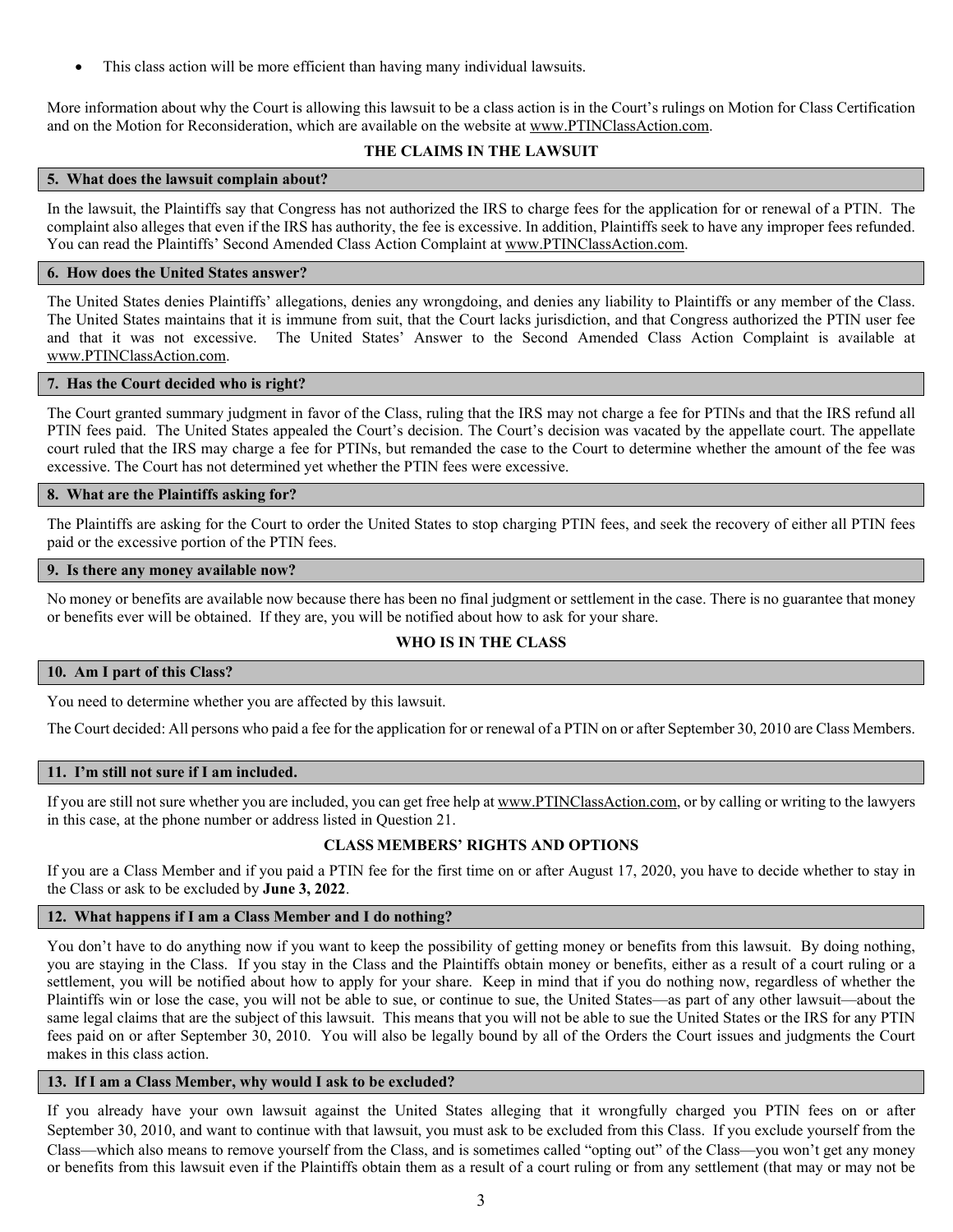- This class action will be more efficient than having many individual lawsuits.

More information about why the Court is allowing this lawsuit to be a class action is in the Court's rulings on Motion for Class Certification and on the Motion for Reconsideration, which are available on the website at www.PTINClassAction.com.

## THE CLAIMS IN THE LAWSUIT

### 5. What does the lawsuit complain about?

In the lawsuit, the Plaintiffs say that Congress has not authorized the IRS to charge fees for the application for or renewal of a PTIN. The complaint also alleges that even if the IRS has authority, the fee is excessive. In addition, Plaintiffs seek to have any improper fees refunded. You can read the Plaintiffs' Second Amended Class Action Complaint at www.PTINClassAction.com.

### 6. How does the United States answer?

The United States denies Plaintiffs' allegations, denies any wrongdoing, and denies any liability to Plaintiffs or any member of the Class. The United States maintains that it is immune from suit, that the Court lacks jurisdiction, and that Congress authorized the PTIN user fee and that it was not excessive. The United States' Answer to the Second Amended Class Action Complaint is available at www.PTINClassAction.com.

### 7. Has the Court decided who is right?

The Court granted summary judgment in favor of the Class, ruling that the IRS may not charge a fee for PTINs and that the IRS refund all PTIN fees paid. The United States appealed the Court's decision. The Court's decision was vacated by the appellate court. The appellate court ruled that the IRS may charge a fee for PTINs, but remanded the case to the Court to determine whether the amount of the fee was excessive. The Court has not determined yet whether the PTIN fees were excessive.

### 8. What are the Plaintiffs asking for?

The Plaintiffs are asking for the Court to order the United States to stop charging PTIN fees, and seek the recovery of either all PTIN fees paid or the excessive portion of the PTIN fees.

### 9. Is there any money available now?

No money or benefits are available now because there has been no final judgment or settlement in the case. There is no guarantee that money or benefits ever will be obtained. If they are, you will be notified about how to ask for your share.

## WHO IS IN THE CLASS

### 10. Am I part of this Class?

You need to determine whether you are affected by this lawsuit.

The Court decided: All persons who paid a fee for the application for or renewal of a PTIN on or after September 30, 2010 are Class Members.

### 11. I'm still not sure if I am included.

If you are still not sure whether you are included, you can get free help at www.PTINClassAction.com, or by calling or writing to the lawyers in this case, at the phone number or address listed in Question 21.

## CLASS MEMBERS' RIGHTS AND OPTIONS

If you are a Class Member and if you paid a PTIN fee for the first time on or after August 17, 2020, you have to decide whether to stay in the Class or ask to be excluded by **June 3, 2022**.

### 12. What happens if I am a Class Member and I do nothing?

You don't have to do anything now if you want to keep the possibility of getting money or benefits from this lawsuit. By doing nothing, you are staying in the Class. If you stay in the Class and the Plaintiffs obtain money or benefits, either as a result of a court ruling or a settlement, you will be notified about how to apply for your share. Keep in mind that if you do nothing now, regardless of whether the Plaintiffs win or lose the case, you will not be able to sue, or continue to sue, the United States—as part of any other lawsuit—about the same legal claims that are the subject of this lawsuit. This means that you will not be able to sue the United States or the IRS for any PTIN fees paid on or after September 30, 2010. You will also be legally bound by all of the Orders the Court issues and judgments the Court makes in this class action.

### 13. If I am a Class Member, why would I ask to be excluded?

If you already have your own lawsuit against the United States alleging that it wrongfully charged you PTIN fees on or after September 30, 2010, and want to continue with that lawsuit, you must ask to be excluded from this Class. If you exclude yourself from the Class—which also means to remove yourself from the Class, and is sometimes called "opting out" of the Class—you won't get any money or benefits from this lawsuit even if the Plaintiffs obtain them as a result of a court ruling or from any settlement (that may or may not be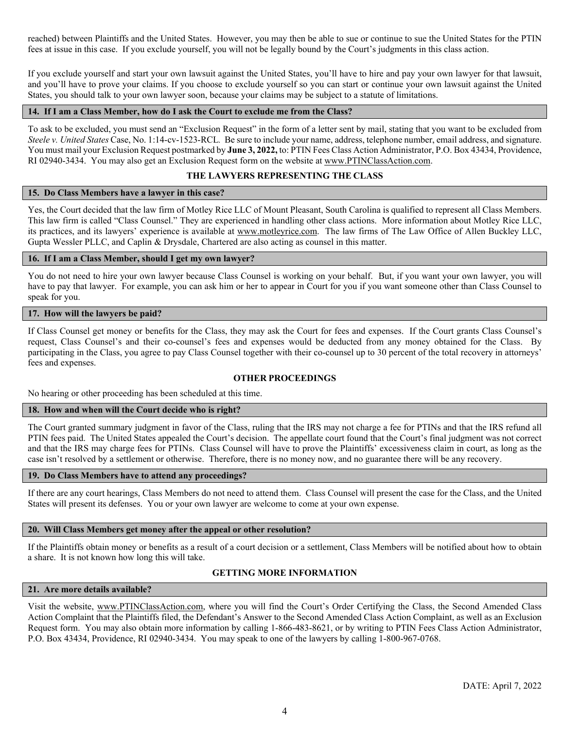reached) between Plaintiffs and the United States. However, you may then be able to sue or continue to sue the United States for the PTIN fees at issue in this case. If you exclude yourself, you will not be legally bound by the Court's judgments in this class action.

If you exclude yourself and start your own lawsuit against the United States, you'll have to hire and pay your own lawyer for that lawsuit, and you'll have to prove your claims. If you choose to exclude yourself so you can start or continue your own lawsuit against the United States, you should talk to your own lawyer soon, because your claims may be subject to a statute of limitations.

### 14. If I am a Class Member, how do I ask the Court to exclude me from the Class?

To ask to be excluded, you must send an "Exclusion Request" in the form of a letter sent by mail, stating that you want to be excluded from *Steele v. United States* Case, No. 1:14-cv-1523-RCL. Be sure to include your name, address, telephone number, email address, and signature. You must mail your Exclusion Request postmarked by **June 3, 2022,** to: PTIN Fees Class Action Administrator, P.O. Box 43434, Providence, RI 02940-3434. You may also get an Exclusion Request form on the website at www.PTINClassAction.com.

## THE LAWYERS REPRESENTING THE CLASS

### 15. Do Class Members have a lawyer in this case?

Yes, the Court decided that the law firm of Motley Rice LLC of Mount Pleasant, South Carolina is qualified to represent all Class Members. This law firm is called "Class Counsel." They are experienced in handling other class actions. More information about Motley Rice LLC, its practices, and its lawyers' experience is available at www.motleyrice.com. The law firms of The Law Office of Allen Buckley LLC, Gupta Wessler PLLC, and Caplin & Drysdale, Chartered are also acting as counsel in this matter.

### 16. If I am a Class Member, should I get my own lawyer?

You do not need to hire your own lawyer because Class Counsel is working on your behalf. But, if you want your own lawyer, you will have to pay that lawyer. For example, you can ask him or her to appear in Court for you if you want someone other than Class Counsel to speak for you.

### 17. How will the lawyers be paid?

If Class Counsel get money or benefits for the Class, they may ask the Court for fees and expenses. If the Court grants Class Counsel's request, Class Counsel's and their co-counsel's fees and expenses would be deducted from any money obtained for the Class. By participating in the Class, you agree to pay Class Counsel together with their co-counsel up to 30 percent of the total recovery in attorneys' fees and expenses.

## OTHER PROCEEDINGS

No hearing or other proceeding has been scheduled at this time.

### 18. How and when will the Court decide who is right?

The Court granted summary judgment in favor of the Class, ruling that the IRS may not charge a fee for PTINs and that the IRS refund all PTIN fees paid. The United States appealed the Court's decision. The appellate court found that the Court's final judgment was not correct and that the IRS may charge fees for PTINs. Class Counsel will have to prove the Plaintiffs' excessiveness claim in court, as long as the case isn't resolved by a settlement or otherwise. Therefore, there is no money now, and no guarantee there will be any recovery.

### 19. Do Class Members have to attend any proceedings?

If there are any court hearings, Class Members do not need to attend them. Class Counsel will present the case for the Class, and the United States will present its defenses. You or your own lawyer are welcome to come at your own expense.

### 20. Will Class Members get money after the appeal or other resolution?

If the Plaintiffs obtain money or benefits as a result of a court decision or a settlement, Class Members will be notified about how to obtain a share. It is not known how long this will take.

## GETTING MORE INFORMATION

### 21. Are more details available?

Visit the website, www.PTINClassAction.com, where you will find the Court's Order Certifying the Class, the Second Amended Class Action Complaint that the Plaintiffs filed, the Defendant's Answer to the Second Amended Class Action Complaint, as well as an Exclusion Request form. You may also obtain more information by calling 1-866-483-8621, or by writing to PTIN Fees Class Action Administrator, P.O. Box 43434, Providence, RI 02940-3434. You may speak to one of the lawyers by calling 1-800-967-0768.

DATE: April 7, 2022